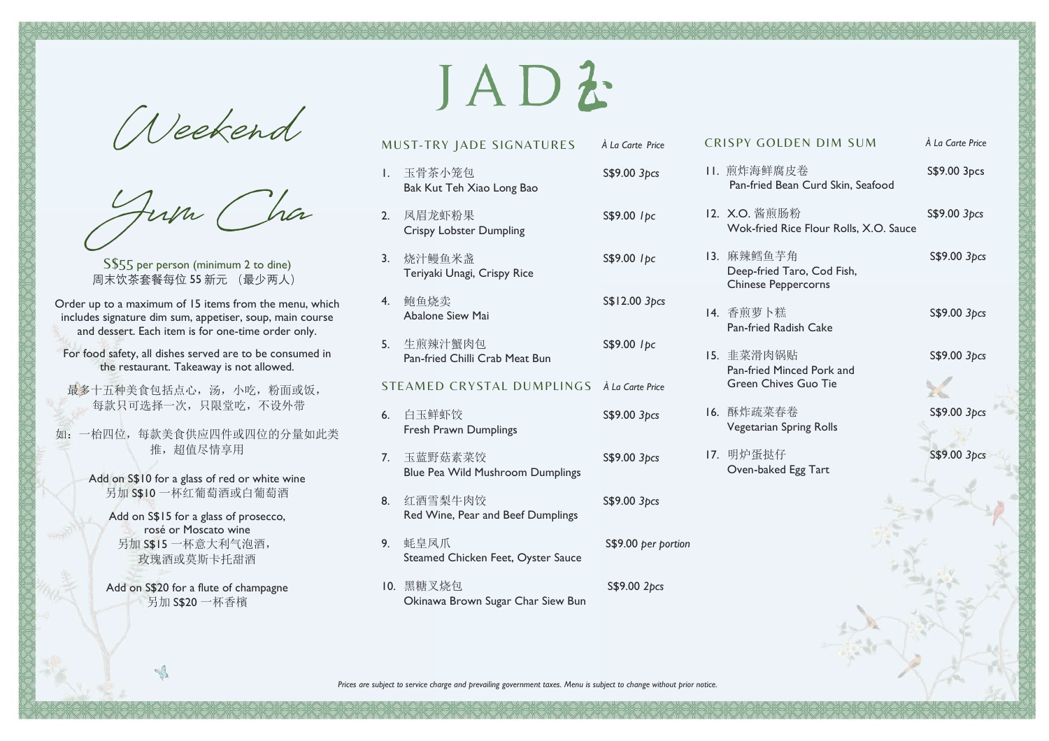# JADE

## Weekend Yum Cha

S$55 per person (minimum 2 to dine)
周末饮茶套餐每位 55 新元 （最少两人）

Order up to a maximum of 15 items from the menu, which includes signature dim sum, appetiser, soup, main course and dessert. Each item is for one-time order only.

For food safety, all dishes served are to be consumed in the restaurant. Takeaway is not allowed.

最多十五种美食包括点心，汤，小吃，粉面或饭，每款只可选择一次，只限堂吃，不设外带

如：一枱四位，每款美食供应四件或四位的分量如此类推，超值尽情享用

Add on S$10 for a glass of red or white wine
另加 S$10 一杯红葡萄酒或白葡萄酒

Add on S$15 for a glass of prosecco, rosé or Moscato wine
另加 S$15 一杯意大利气泡酒，玫瑰酒或莫斯卡托甜酒

Add on S$20 for a flute of champagne
另加 S$20 一杯香槟

### MUST-TRY JADE SIGNATURES

| | *À La Carte Price* |
|---|---|
| 1. 玉骨茶小笼包<br>Bak Kut Teh Xiao Long Bao | S$9.00 *3pcs* |
| 2. 凤眉龙虾粉果<br>Crispy Lobster Dumpling | S$9.00 *1pc* |
| 3. 烧汁鳗鱼米盏<br>Teriyaki Unagi, Crispy Rice | S$9.00 *1pc* |
| 4. 鲍鱼烧卖<br>Abalone Siew Mai | S$12.00 *3pcs* |
| 5. 生煎辣汁蟹肉包<br>Pan-fried Chilli Crab Meat Bun | S$9.00 *1pc* |

### STEAMED CRYSTAL DUMPLINGS

| | *À La Carte Price* |
|---|---|
| 6. 白玉鲜虾饺<br>Fresh Prawn Dumplings | S$9.00 *3pcs* |
| 7. 玉蓝野菇素菜饺<br>Blue Pea Wild Mushroom Dumplings | S$9.00 *3pcs* |
| 8. 红酒雪梨牛肉饺<br>Red Wine, Pear and Beef Dumplings | S$9.00 *3pcs* |
| 9. 蚝皇凤爪<br>Steamed Chicken Feet, Oyster Sauce | S$9.00 *per portion* |
| 10. 黑糖叉烧包<br>Okinawa Brown Sugar Char Siew Bun | S$9.00 *2pcs* |

### CRISPY GOLDEN DIM SUM

| | *À La Carte Price* |
|---|---|
| 11. 煎炸海鲜腐皮卷<br>Pan-fried Bean Curd Skin, Seafood | S$9.00 3pcs |
| 12. X.O. 酱煎肠粉<br>Wok-fried Rice Flour Rolls, X.O. Sauce | S$9.00 *3pcs* |
| 13. 麻辣鳕鱼芋角<br>Deep-fried Taro, Cod Fish, Chinese Peppercorns | S$9.00 *3pcs* |
| 14. 香煎萝卜糕<br>Pan-fried Radish Cake | S$9.00 *3pcs* |
| 15. 韭菜滑肉锅贴<br>Pan-fried Minced Pork and Green Chives Guo Tie | S$9.00 *3pcs* |
| 16. 酥炸疏菜春卷<br>Vegetarian Spring Rolls | S$9.00 *3pcs* |
| 17. 明炉蛋挞仔<br>Oven-baked Egg Tart | S$9.00 *3pcs* |

*Prices are subject to service charge and prevailing government taxes. Menu is subject to change without prior notice.*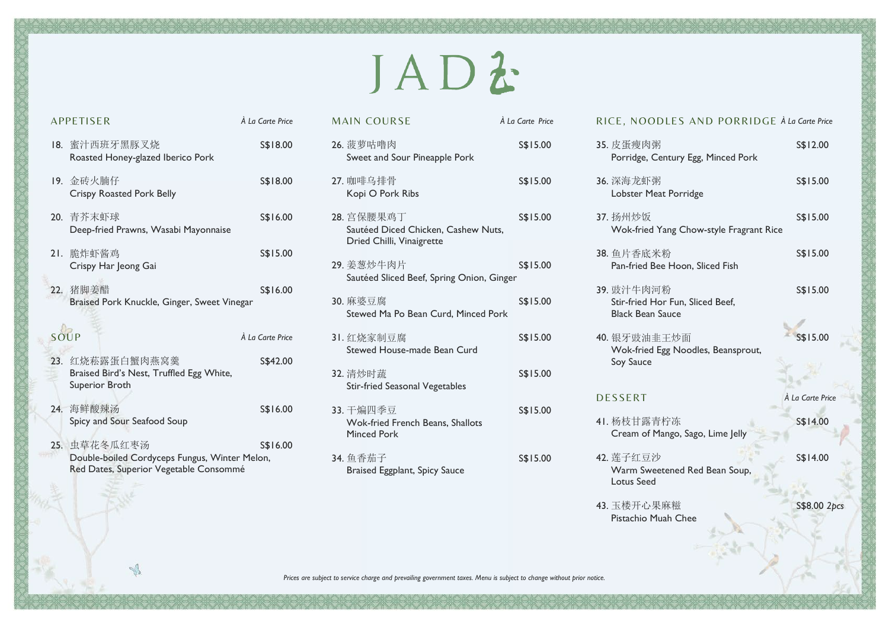# JADE

## APPETISER

*À La Carte Price*

18. 蜜汁西班牙黑豚叉烧 — S$18.00
    Roasted Honey-glazed Iberico Pork

19. 金砖火腩仔 — S$18.00
    Crispy Roasted Pork Belly

20. 青芥末虾球 — S$16.00
    Deep-fried Prawns, Wasabi Mayonnaise

21. 脆炸虾酱鸡 — S$15.00
    Crispy Har Jeong Gai

22. 猪脚姜醋 — S$16.00
    Braised Pork Knuckle, Ginger, Sweet Vinegar

## SOUP

*À La Carte Price*

23. 红烧菘露蛋白蟹肉燕窝羹 — S$42.00
    Braised Bird's Nest, Truffled Egg White, Superior Broth

24. 海鲜酸辣汤 — S$16.00
    Spicy and Sour Seafood Soup

25. 虫草花冬瓜红枣汤 — S$16.00
    Double-boiled Cordyceps Fungus, Winter Melon, Red Dates, Superior Vegetable Consommé

## MAIN COURSE

*À La Carte Price*

26. 菠萝咕噜肉 — S$15.00
    Sweet and Sour Pineapple Pork

27. 咖啡乌排骨 — S$15.00
    Kopi O Pork Ribs

28. 宫保腰果鸡丁 — S$15.00
    Sautéed Diced Chicken, Cashew Nuts, Dried Chilli, Vinaigrette

29. 姜葱炒牛肉片 — S$15.00
    Sautéed Sliced Beef, Spring Onion, Ginger

30. 麻婆豆腐 — S$15.00
    Stewed Ma Po Bean Curd, Minced Pork

31. 红烧家制豆腐 — S$15.00
    Stewed House-made Bean Curd

32. 清炒时蔬 — S$15.00
    Stir-fried Seasonal Vegetables

33. 干煸四季豆 — S$15.00
    Wok-fried French Beans, Shallots Minced Pork

34. 鱼香茄子 — S$15.00
    Braised Eggplant, Spicy Sauce

## RICE, NOODLES AND PORRIDGE

*À La Carte Price*

35. 皮蛋瘦肉粥 — S$12.00
    Porridge, Century Egg, Minced Pork

36. 深海龙虾粥 — S$15.00
    Lobster Meat Porridge

37. 扬州炒饭 — S$15.00
    Wok-fried Yang Chow-style Fragrant Rice

38. 鱼片香底米粉 — S$15.00
    Pan-fried Bee Hoon, Sliced Fish

39. 豉汁牛肉河粉 — S$15.00
    Stir-fried Hor Fun, Sliced Beef, Black Bean Sauce

40. 银牙豉油韭王炒面 — S$15.00
    Wok-fried Egg Noodles, Beansprout, Soy Sauce

## DESSERT

*À La Carte Price*

41. 杨枝甘露青柠冻 — S$14.00
    Cream of Mango, Sago, Lime Jelly

42. 莲子红豆沙 — S$14.00
    Warm Sweetened Red Bean Soup, Lotus Seed

43. 玉楼开心果麻糍 — S$8.00 *2pcs*
    Pistachio Muah Chee

*Prices are subject to service charge and prevailing government taxes. Menu is subject to change without prior notice.*